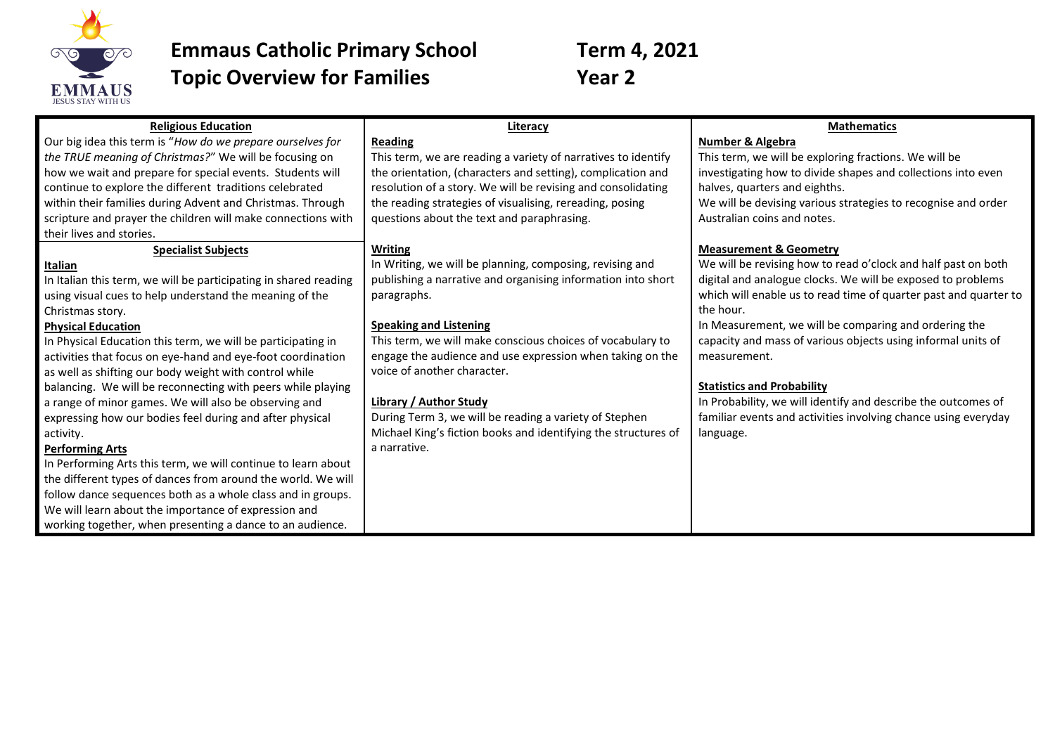# Emmaus Catholic Primary School — Term 4, 2021

## Topic Overview for Families — Year 2

### Religious Education

Our big idea this term is "*How do we prepare ourselves for the TRUE meaning of Christmas?*" We will be focusing on how we wait and prepare for special events. Students will continue to explore the different traditions celebrated within their families during Advent and Christmas. Through scripture and prayer the children will make connections with their lives and stories.

### Specialist Subjects

**Italian**

In Italian this term, we will be participating in shared reading using visual cues to help understand the meaning of the Christmas story.

**Physical Education**

In Physical Education this term, we will be participating in activities that focus on eye-hand and eye-foot coordination as well as shifting our body weight with control while balancing. We will be reconnecting with peers while playing a range of minor games. We will also be observing and expressing how our bodies feel during and after physical activity.

**Performing Arts**

In Performing Arts this term, we will continue to learn about the different types of dances from around the world. We will follow dance sequences both as a whole class and in groups. We will learn about the importance of expression and working together, when presenting a dance to an audience.

### Literacy

**Reading**

This term, we are reading a variety of narratives to identify the orientation, (characters and setting), complication and resolution of a story. We will be revising and consolidating the reading strategies of visualising, rereading, posing questions about the text and paraphrasing.

**Writing**

In Writing, we will be planning, composing, revising and publishing a narrative and organising information into short paragraphs.

**Speaking and Listening**

This term, we will make conscious choices of vocabulary to engage the audience and use expression when taking on the voice of another character.

**Library / Author Study**

During Term 3, we will be reading a variety of Stephen Michael King's fiction books and identifying the structures of a narrative.

### Mathematics

**Number & Algebra**

This term, we will be exploring fractions. We will be investigating how to divide shapes and collections into even halves, quarters and eighths.

We will be devising various strategies to recognise and order Australian coins and notes.

**Measurement & Geometry**

We will be revising how to read o'clock and half past on both digital and analogue clocks. We will be exposed to problems which will enable us to read time of quarter past and quarter to the hour.

In Measurement, we will be comparing and ordering the capacity and mass of various objects using informal units of measurement.

**Statistics and Probability**

In Probability, we will identify and describe the outcomes of familiar events and activities involving chance using everyday language.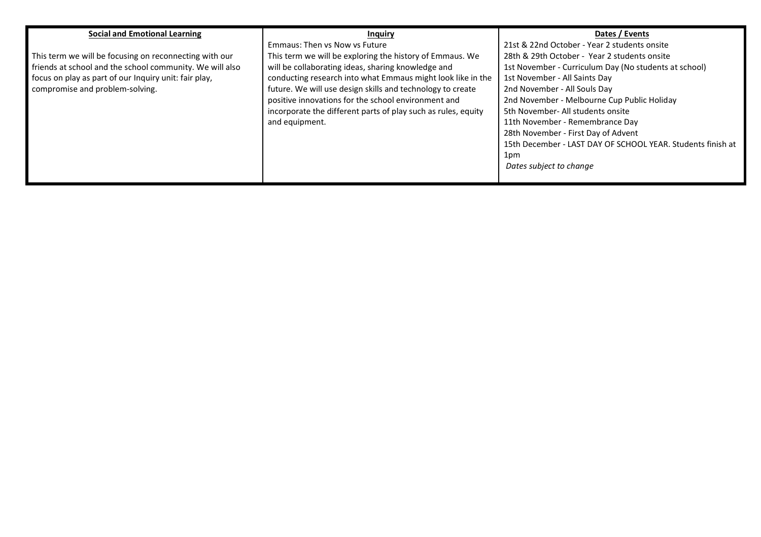| Social and Emotional Learning | Inquiry | Dates / Events |
| --- | --- | --- |
| This term we will be focusing on reconnecting with our friends at school and the school community. We will also focus on play as part of our Inquiry unit: fair play, compromise and problem-solving. | Emmaus: Then vs Now vs Future<br>This term we will be exploring the history of Emmaus. We will be collaborating ideas, sharing knowledge and conducting research into what Emmaus might look like in the future. We will use design skills and technology to create positive innovations for the school environment and incorporate the different parts of play such as rules, equity and equipment. | 21st & 22nd October - Year 2 students onsite<br>28th & 29th October - Year 2 students onsite<br>1st November - Curriculum Day (No students at school)<br>1st November - All Saints Day<br>2nd November - All Souls Day<br>2nd November - Melbourne Cup Public Holiday<br>5th November- All students onsite<br>11th November - Remembrance Day<br>28th November - First Day of Advent<br>15th December - LAST DAY OF SCHOOL YEAR. Students finish at 1pm<br>*Dates subject to change* |